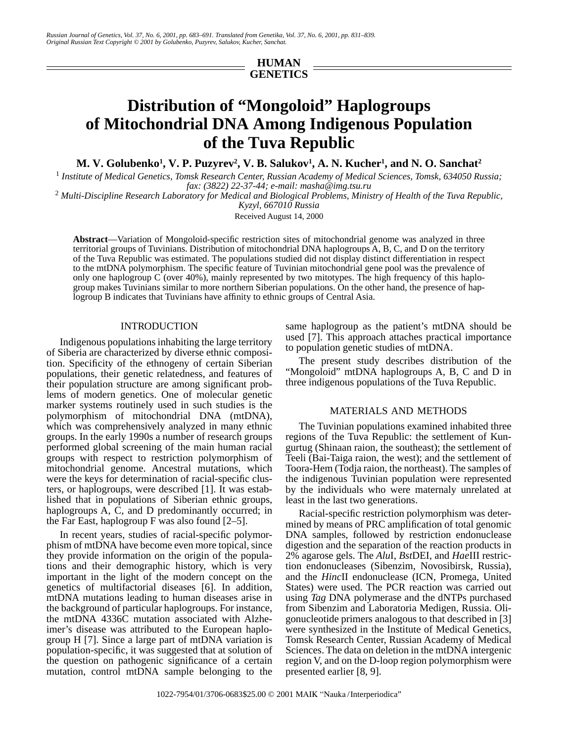HUMAN GENETICS

# Distribution of "Mongoloid" Haplogroups of Mitochondrial DNA Among Indigenous Population of the Tuva Republic

**M. V. Golubenko[1], V. P. Puzyrev[2], V. B. Salukov[1], A. N. Kucher[1], and N. O. Sanchat[2]**

[1] *Institute of Medical Genetics, Tomsk Research Center, Russian Academy of Medical Sciences, Tomsk, 634050 Russia; fax: (3822) 22-37-44; e-mail: masha@img.tsu.ru*

[2] *Multi-Discipline Research Laboratory for Medical and Biological Problems, Ministry of Health of the Tuva Republic, Kyzyl, 667010 Russia*

Received August 14, 2000

**Abstract**—Variation of Mongoloid-specific restriction sites of mitochondrial genome was analyzed in three territorial groups of Tuvinians. Distribution of mitochondrial DNA haplogroups A, B, C, and D on the territory of the Tuva Republic was estimated. The populations studied did not display distinct differentiation in respect to the mtDNA polymorphism. The specific feature of Tuvinian mitochondrial gene pool was the prevalence of only one haplogroup C (over 40%), mainly represented by two mitotypes. The high frequency of this haplogroup makes Tuvinians similar to more northern Siberian populations. On the other hand, the presence of haplogroup B indicates that Tuvinians have affinity to ethnic groups of Central Asia.

## INTRODUCTION

Indigenous populations inhabiting the large territory of Siberia are characterized by diverse ethnic composition. Specificity of the ethnogeny of certain Siberian populations, their genetic relatedness, and features of their population structure are among significant problems of modern genetics. One of molecular genetic marker systems routinely used in such studies is the polymorphism of mitochondrial DNA (mtDNA), which was comprehensively analyzed in many ethnic groups. In the early 1990s a number of research groups performed global screening of the main human racial groups with respect to restriction polymorphism of mitochondrial genome. Ancestral mutations, which were the keys for determination of racial-specific clusters, or haplogroups, were described [1]. It was established that in populations of Siberian ethnic groups, haplogroups A, C, and D predominantly occurred; in the Far East, haplogroup F was also found [2–5].

In recent years, studies of racial-specific polymorphism of mtDNA have become even more topical, since they provide information on the origin of the populations and their demographic history, which is very important in the light of the modern concept on the genetics of multifactorial diseases [6]. In addition, mtDNA mutations leading to human diseases arise in the background of particular haplogroups. For instance, the mtDNA 4336C mutation associated with Alzheimer's disease was attributed to the European haplogroup H [7]. Since a large part of mtDNA variation is population-specific, it was suggested that at solution of the question on pathogenic significance of a certain mutation, control mtDNA sample belonging to the same haplogroup as the patient's mtDNA should be used [7]. This approach attaches practical importance to population genetic studies of mtDNA.

The present study describes distribution of the "Mongoloid" mtDNA haplogroups A, B, C and D in three indigenous populations of the Tuva Republic.

## MATERIALS AND METHODS

The Tuvinian populations examined inhabited three regions of the Tuva Republic: the settlement of Kungurtug (Shinaan raion, the southeast); the settlement of Teeli (Bai-Taiga raion, the west); and the settlement of Toora-Hem (Todja raion, the northeast). The samples of the indigenous Tuvinian population were represented by the individuals who were maternaly unrelated at least in the last two generations.

Racial-specific restriction polymorphism was determined by means of PRC amplification of total genomic DNA samples, followed by restriction endonuclease digestion and the separation of the reaction products in 2% agarose gels. The *Alu*I, *Bst*DEI, and *Hae*III restriction endonucleases (Sibenzim, Novosibirsk, Russia), and the *Hinc*II endonuclease (ICN, Promega, United States) were used. The PCR reaction was carried out using *Tag* DNA polymerase and the dNTPs purchased from Sibenzim and Laboratoria Medigen, Russia. Oligonucleotide primers analogous to that described in [3] were synthesized in the Institute of Medical Genetics, Tomsk Research Center, Russian Academy of Medical Sciences. The data on deletion in the mtDNA intergenic region V, and on the D-loop region polymorphism were presented earlier [8, 9].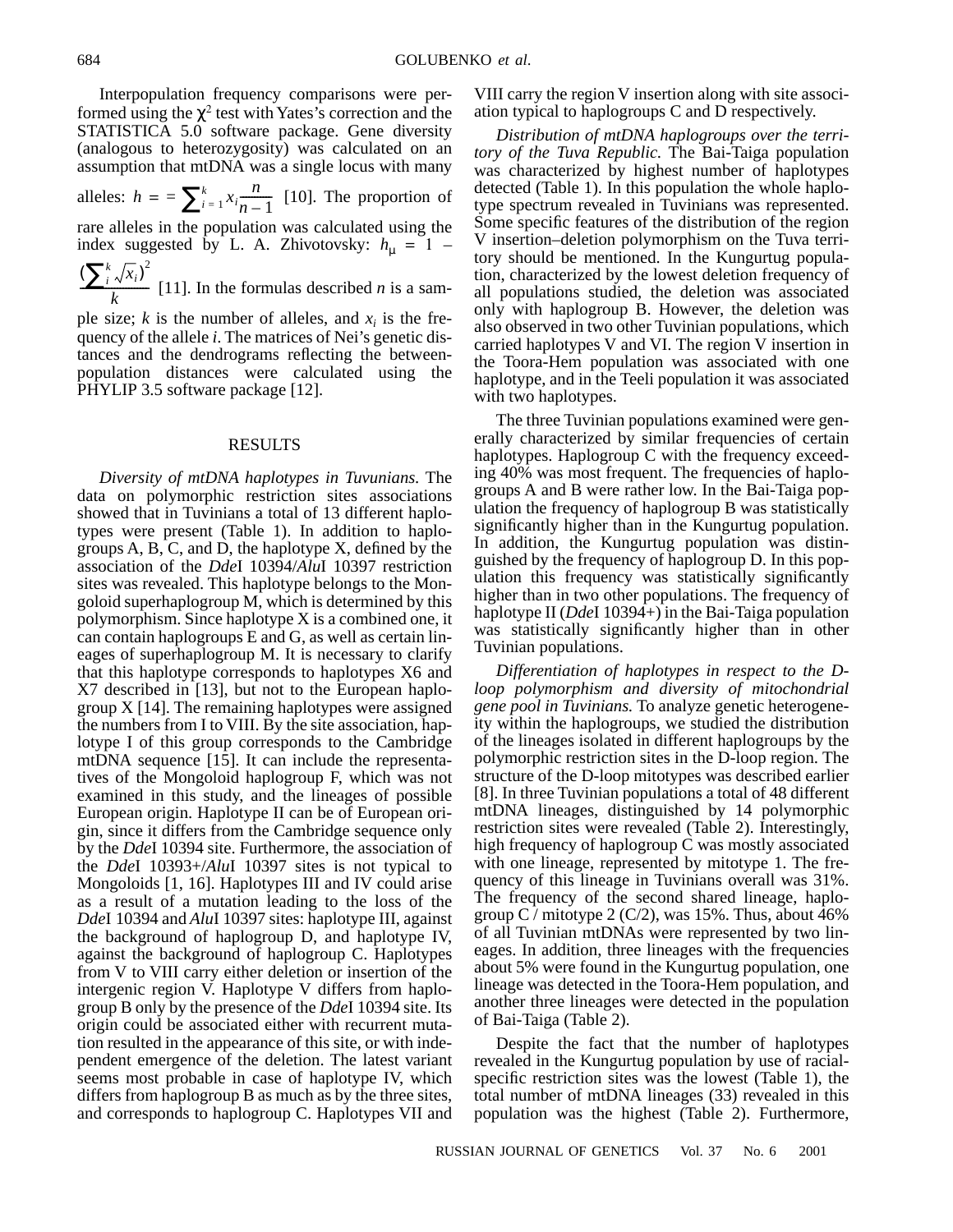Interpopulation frequency comparisons were performed using the $\chi^2$ test with Yates's correction and the STATISTICA 5.0 software package. Gene diversity (analogous to heterozygosity) was calculated on an assumption that mtDNA was a single locus with many alleles: $h = = \sum_{i=1}^{k} x_i \frac{n}{n-1}$ [10]. The proportion of rare alleles in the population was calculated using the index suggested by L. A. Zhivotovsky: $h_\mu = 1 - \frac{(\sum_i^k \sqrt{x_i})^2}{k}$ [11]. In the formulas described $n$ is a sample size; $k$ is the number of alleles, and $x_i$ is the frequency of the allele $i$. The matrices of Nei's genetic distances and the dendrograms reflecting the between-population distances were calculated using the PHYLIP 3.5 software package [12].

## RESULTS

*Diversity of mtDNA haplotypes in Tuvunians.* The data on polymorphic restriction sites associations showed that in Tuvinians a total of 13 different haplotypes were present (Table 1). In addition to haplogroups A, B, C, and D, the haplotype X, defined by the association of the *Dde*I 10394/*Alu*I 10397 restriction sites was revealed. This haplotype belongs to the Mongoloid superhaplogroup M, which is determined by this polymorphism. Since haplotype X is a combined one, it can contain haplogroups E and G, as well as certain lineages of superhaplogroup M. It is necessary to clarify that this haplotype corresponds to haplotypes X6 and X7 described in [13], but not to the European haplogroup X [14]. The remaining haplotypes were assigned the numbers from I to VIII. By the site association, haplotype I of this group corresponds to the Cambridge mtDNA sequence [15]. It can include the representatives of the Mongoloid haplogroup F, which was not examined in this study, and the lineages of possible European origin. Haplotype II can be of European origin, since it differs from the Cambridge sequence only by the *Dde*I 10394 site. Furthermore, the association of the *Dde*I 10393+/*Alu*I 10397 sites is not typical to Mongoloids [1, 16]. Haplotypes III and IV could arise as a result of a mutation leading to the loss of the *Dde*I 10394 and *Alu*I 10397 sites: haplotype III, against the background of haplogroup D, and haplotype IV, against the background of haplogroup C. Haplotypes from V to VIII carry either deletion or insertion of the intergenic region V. Haplotype V differs from haplogroup B only by the presence of the *Dde*I 10394 site. Its origin could be associated either with recurrent mutation resulted in the appearance of this site, or with independent emergence of the deletion. The latest variant seems most probable in case of haplotype IV, which differs from haplogroup B as much as by the three sites, and corresponds to haplogroup C. Haplotypes VII and VIII carry the region V insertion along with site association typical to haplogroups C and D respectively.

*Distribution of mtDNA haplogroups over the territory of the Tuva Republic.* The Bai-Taiga population was characterized by highest number of haplotypes detected (Table 1). In this population the whole haplotype spectrum revealed in Tuvinians was represented. Some specific features of the distribution of the region V insertion–deletion polymorphism on the Tuva territory should be mentioned. In the Kungurtug population, characterized by the lowest deletion frequency of all populations studied, the deletion was associated only with haplogroup B. However, the deletion was also observed in two other Tuvinian populations, which carried haplotypes V and VI. The region V insertion in the Toora-Hem population was associated with one haplotype, and in the Teeli population it was associated with two haplotypes.

The three Tuvinian populations examined were generally characterized by similar frequencies of certain haplotypes. Haplogroup C with the frequency exceeding 40% was most frequent. The frequencies of haplogroups A and B were rather low. In the Bai-Taiga population the frequency of haplogroup B was statistically significantly higher than in the Kungurtug population. In addition, the Kungurtug population was distinguished by the frequency of haplogroup D. In this population this frequency was statistically significantly higher than in two other populations. The frequency of haplotype II (*Dde*I 10394+) in the Bai-Taiga population was statistically significantly higher than in other Tuvinian populations.

*Differentiation of haplotypes in respect to the D-loop polymorphism and diversity of mitochondrial gene pool in Tuvinians.* To analyze genetic heterogeneity within the haplogroups, we studied the distribution of the lineages isolated in different haplogroups by the polymorphic restriction sites in the D-loop region. The structure of the D-loop mitotypes was described earlier [8]. In three Tuvinian populations a total of 48 different mtDNA lineages, distinguished by 14 polymorphic restriction sites were revealed (Table 2). Interestingly, high frequency of haplogroup C was mostly associated with one lineage, represented by mitotype 1. The frequency of this lineage in Tuvinians overall was 31%. The frequency of the second shared lineage, haplogroup C / mitotype 2 (C/2), was 15%. Thus, about 46% of all Tuvinian mtDNAs were represented by two lineages. In addition, three lineages with the frequencies about 5% were found in the Kungurtug population, one lineage was detected in the Toora-Hem population, and another three lineages were detected in the population of Bai-Taiga (Table 2).

Despite the fact that the number of haplotypes revealed in the Kungurtug population by use of racial-specific restriction sites was the lowest (Table 1), the total number of mtDNA lineages (33) revealed in this population was the highest (Table 2). Furthermore,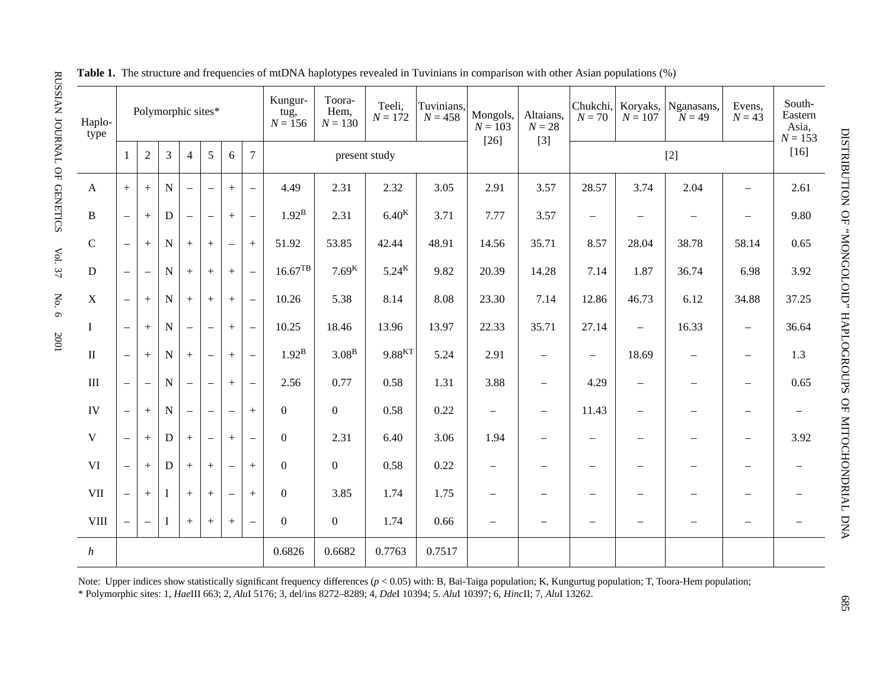**Table 1.** The structure and frequencies of mtDNA haplotypes revealed in Tuvinians in comparison with other Asian populations (%)

| Haplotype | Polymorphic sites* | | | | | | | Kungurtug, $N = 156$ | Toora-Hem, $N = 130$ | Teeli, $N = 172$ | Tuvinians, $N = 458$ | Mongols, $N = 103$ | Altaians, $N = 28$ | Chukchi, $N = 70$ | Koryaks, $N = 107$ | Nganasans, $N = 49$ | Evens, $N = 43$ | South-Eastern Asia, $N = 153$ |
|---|---|---|---|---|---|---|---|---|---|---|---|---|---|---|---|---|---|---|
| | 1 | 2 | 3 | 4 | 5 | 6 | 7 | present study | | | | [26] | [3] | [2] | | | | [16] |
| A | + | + | N | – | – | + | – | 4.49 | 2.31 | 2.32 | 3.05 | 2.91 | 3.57 | 28.57 | 3.74 | 2.04 | – | 2.61 |
| B | – | + | D | – | – | + | – | 1.92[B] | 2.31 | 6.40[K] | 3.71 | 7.77 | 3.57 | – | – | – | – | 9.80 |
| C | – | + | N | + | + | – | + | 51.92 | 53.85 | 42.44 | 48.91 | 14.56 | 35.71 | 8.57 | 28.04 | 38.78 | 58.14 | 0.65 |
| D | – | – | N | + | + | + | – | 16.67[TB] | 7.69[K] | 5.24[K] | 9.82 | 20.39 | 14.28 | 7.14 | 1.87 | 36.74 | 6.98 | 3.92 |
| X | – | + | N | + | + | + | – | 10.26 | 5.38 | 8.14 | 8.08 | 23.30 | 7.14 | 12.86 | 46.73 | 6.12 | 34.88 | 37.25 |
| I | – | + | N | – | – | + | – | 10.25 | 18.46 | 13.96 | 13.97 | 22.33 | 35.71 | 27.14 | – | 16.33 | – | 36.64 |
| II | – | + | N | + | – | + | – | 1.92[B] | 3.08[B] | 9.88[KT] | 5.24 | 2.91 | – | – | 18.69 | – | – | 1.3 |
| III | – | – | N | – | – | + | – | 2.56 | 0.77 | 0.58 | 1.31 | 3.88 | – | 4.29 | – | – | – | 0.65 |
| IV | – | + | N | – | – | – | + | 0 | 0 | 0.58 | 0.22 | – | – | 11.43 | – | – | – | – |
| V | – | + | D | + | – | + | – | 0 | 2.31 | 6.40 | 3.06 | 1.94 | – | – | – | – | – | 3.92 |
| VI | – | + | D | + | + | – | + | 0 | 0 | 0.58 | 0.22 | – | – | – | – | – | – | – |
| VII | – | + | I | + | + | – | + | 0 | 3.85 | 1.74 | 1.75 | – | – | – | – | – | – | – |
| VIII | – | – | I | + | + | + | – | 0 | 0 | 1.74 | 0.66 | – | – | – | – | – | – | – |
| *h* | | | | | | | | 0.6826 | 0.6682 | 0.7763 | 0.7517 | | | | | | | |

Note: Upper indices show statistically significant frequency differences ($p < 0.05$) with: B, Bai-Taiga population; K, Kungurtug population; T, Toora-Hem population;
\* Polymorphic sites: 1, *Hae*III 663; 2, *Alu*I 5176; 3, del/ins 8272–8289; 4, *Dde*I 10394; 5. *Alu*I 10397; 6, *Hinc*II; 7, *Alu*I 13262.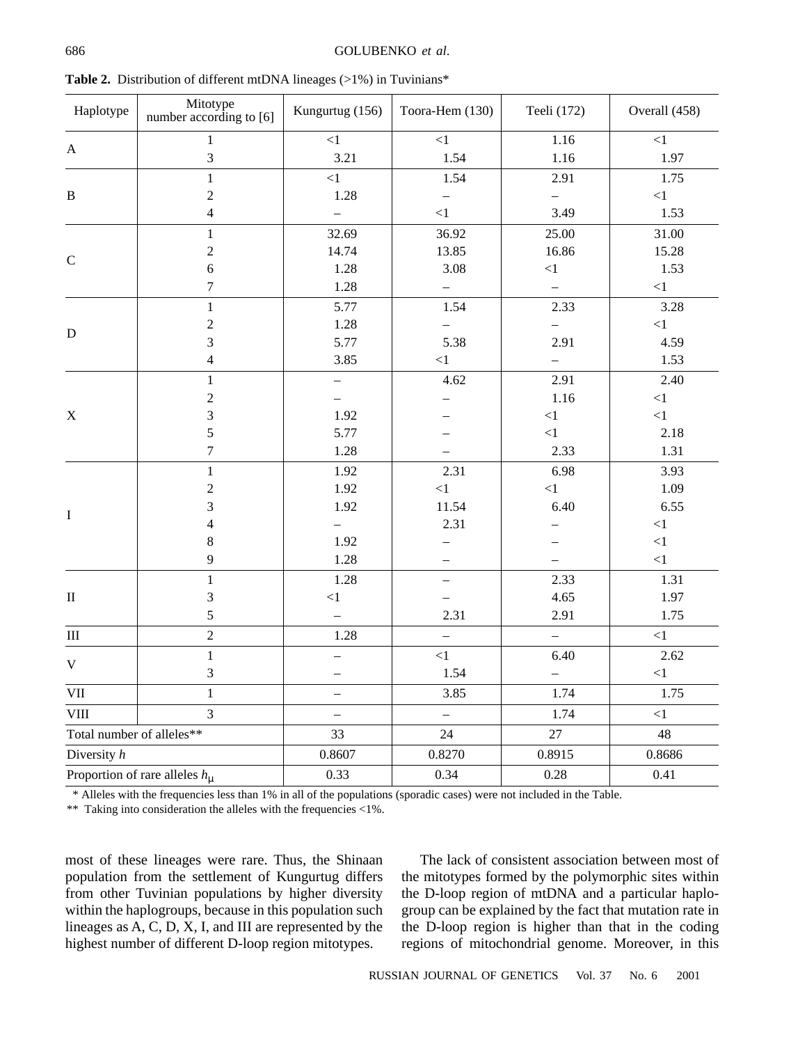**Table 2.** Distribution of different mtDNA lineages (>1%) in Tuvinians*

| Haplotype | Mitotype number according to [6] | Kungurtug (156) | Toora-Hem (130) | Teeli (172) | Overall (458) |
|---|---|---|---|---|---|
| A | 1 | <1 | <1 | 1.16 | <1 |
| | 3 | 3.21 | 1.54 | 1.16 | 1.97 |
| B | 1 | <1 | 1.54 | 2.91 | 1.75 |
| | 2 | 1.28 | – | – | <1 |
| | 4 | – | <1 | 3.49 | 1.53 |
| C | 1 | 32.69 | 36.92 | 25.00 | 31.00 |
| | 2 | 14.74 | 13.85 | 16.86 | 15.28 |
| | 6 | 1.28 | 3.08 | <1 | 1.53 |
| | 7 | 1.28 | – | – | <1 |
| D | 1 | 5.77 | 1.54 | 2.33 | 3.28 |
| | 2 | 1.28 | – | – | <1 |
| | 3 | 5.77 | 5.38 | 2.91 | 4.59 |
| | 4 | 3.85 | <1 | – | 1.53 |
| X | 1 | – | 4.62 | 2.91 | 2.40 |
| | 2 | – | – | 1.16 | <1 |
| | 3 | 1.92 | – | <1 | <1 |
| | 5 | 5.77 | – | <1 | 2.18 |
| | 7 | 1.28 | – | 2.33 | 1.31 |
| I | 1 | 1.92 | 2.31 | 6.98 | 3.93 |
| | 2 | 1.92 | <1 | <1 | 1.09 |
| | 3 | 1.92 | 11.54 | 6.40 | 6.55 |
| | 4 | – | 2.31 | – | <1 |
| | 8 | 1.92 | – | – | <1 |
| | 9 | 1.28 | – | – | <1 |
| II | 1 | 1.28 | – | 2.33 | 1.31 |
| | 3 | <1 | – | 4.65 | 1.97 |
| | 5 | – | 2.31 | 2.91 | 1.75 |
| III | 2 | 1.28 | – | – | <1 |
| V | 1 | – | <1 | 6.40 | 2.62 |
| | 3 | – | 1.54 | – | <1 |
| VII | 1 | – | 3.85 | 1.74 | 1.75 |
| VIII | 3 | – | – | 1.74 | <1 |
| Total number of alleles** | | 33 | 24 | 27 | 48 |
| Diversity $h$ | | 0.8607 | 0.8270 | 0.8915 | 0.8686 |
| Proportion of rare alleles $h_{\mu}$ | | 0.33 | 0.34 | 0.28 | 0.41 |

\* Alleles with the frequencies less than 1% in all of the populations (sporadic cases) were not included in the Table.

** Taking into consideration the alleles with the frequencies <1%.

most of these lineages were rare. Thus, the Shinaan population from the settlement of Kungurtug differs from other Tuvinian populations by higher diversity within the haplogroups, because in this population such lineages as A, C, D, X, I, and III are represented by the highest number of different D-loop region mitotypes.

The lack of consistent association between most of the mitotypes formed by the polymorphic sites within the D-loop region of mtDNA and a particular haplogroup can be explained by the fact that mutation rate in the D-loop region is higher than that in the coding regions of mitochondrial genome. Moreover, in this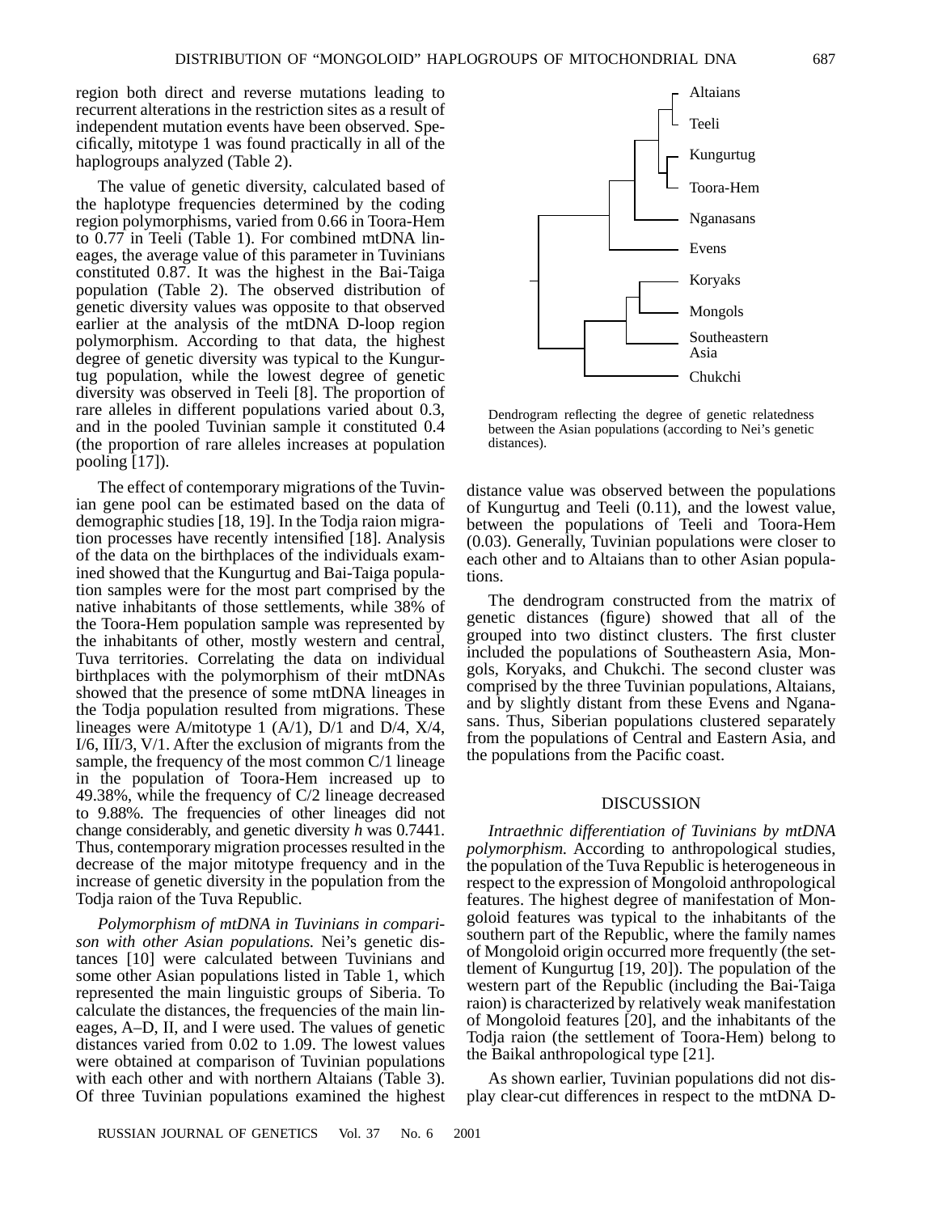region both direct and reverse mutations leading to recurrent alterations in the restriction sites as a result of independent mutation events have been observed. Specifically, mitotype 1 was found practically in all of the haplogroups analyzed (Table 2).

The value of genetic diversity, calculated based of the haplotype frequencies determined by the coding region polymorphisms, varied from 0.66 in Toora-Hem to 0.77 in Teeli (Table 1). For combined mtDNA lineages, the average value of this parameter in Tuvinians constituted 0.87. It was the highest in the Bai-Taiga population (Table 2). The observed distribution of genetic diversity values was opposite to that observed earlier at the analysis of the mtDNA D-loop region polymorphism. According to that data, the highest degree of genetic diversity was typical to the Kungurtug population, while the lowest degree of genetic diversity was observed in Teeli [8]. The proportion of rare alleles in different populations varied about 0.3, and in the pooled Tuvinian sample it constituted 0.4 (the proportion of rare alleles increases at population pooling [17]).

The effect of contemporary migrations of the Tuvinian gene pool can be estimated based on the data of demographic studies [18, 19]. In the Todja raion migration processes have recently intensified [18]. Analysis of the data on the birthplaces of the individuals examined showed that the Kungurtug and Bai-Taiga population samples were for the most part comprised by the native inhabitants of those settlements, while 38% of the Toora-Hem population sample was represented by the inhabitants of other, mostly western and central, Tuva territories. Correlating the data on individual birthplaces with the polymorphism of their mtDNAs showed that the presence of some mtDNA lineages in the Todja population resulted from migrations. These lineages were A/mitotype 1 (A/1), D/1 and D/4, X/4, I/6, III/3, V/1. After the exclusion of migrants from the sample, the frequency of the most common C/1 lineage in the population of Toora-Hem increased up to 49.38%, while the frequency of C/2 lineage decreased to 9.88%. The frequencies of other lineages did not change considerably, and genetic diversity *h* was 0.7441. Thus, contemporary migration processes resulted in the decrease of the major mitotype frequency and in the increase of genetic diversity in the population from the Todja raion of the Tuva Republic.

*Polymorphism of mtDNA in Tuvinians in comparison with other Asian populations.* Nei's genetic distances [10] were calculated between Tuvinians and some other Asian populations listed in Table 1, which represented the main linguistic groups of Siberia. To calculate the distances, the frequencies of the main lineages, A–D, II, and I were used. The values of genetic distances varied from 0.02 to 1.09. The lowest values were obtained at comparison of Tuvinian populations with each other and with northern Altaians (Table 3). Of three Tuvinian populations examined the highest distance value was observed between the populations of Kungurtug and Teeli (0.11), and the lowest value, between the populations of Teeli and Toora-Hem (0.03). Generally, Tuvinian populations were closer to each other and to Altaians than to other Asian populations.

Altaians, Teeli, Kungurtug, Toora-Hem, Nganasans, Evens, Koryaks, Mongols, Southeastern Asia, Chukchi

Dendrogram reflecting the degree of genetic relatedness between the Asian populations (according to Nei's genetic distances).

The dendrogram constructed from the matrix of genetic distances (figure) showed that all of the grouped into two distinct clusters. The first cluster included the populations of Southeastern Asia, Mongols, Koryaks, and Chukchi. The second cluster was comprised by the three Tuvinian populations, Altaians, and by slightly distant from these Evens and Nganasans. Thus, Siberian populations clustered separately from the populations of Central and Eastern Asia, and the populations from the Pacific coast.

## DISCUSSION

*Intraethnic differentiation of Tuvinians by mtDNA polymorphism.* According to anthropological studies, the population of the Tuva Republic is heterogeneous in respect to the expression of Mongoloid anthropological features. The highest degree of manifestation of Mongoloid features was typical to the inhabitants of the southern part of the Republic, where the family names of Mongoloid origin occurred more frequently (the settlement of Kungurtug [19, 20]). The population of the western part of the Republic (including the Bai-Taiga raion) is characterized by relatively weak manifestation of Mongoloid features [20], and the inhabitants of the Todja raion (the settlement of Toora-Hem) belong to the Baikal anthropological type [21].

As shown earlier, Tuvinian populations did not display clear-cut differences in respect to the mtDNA D-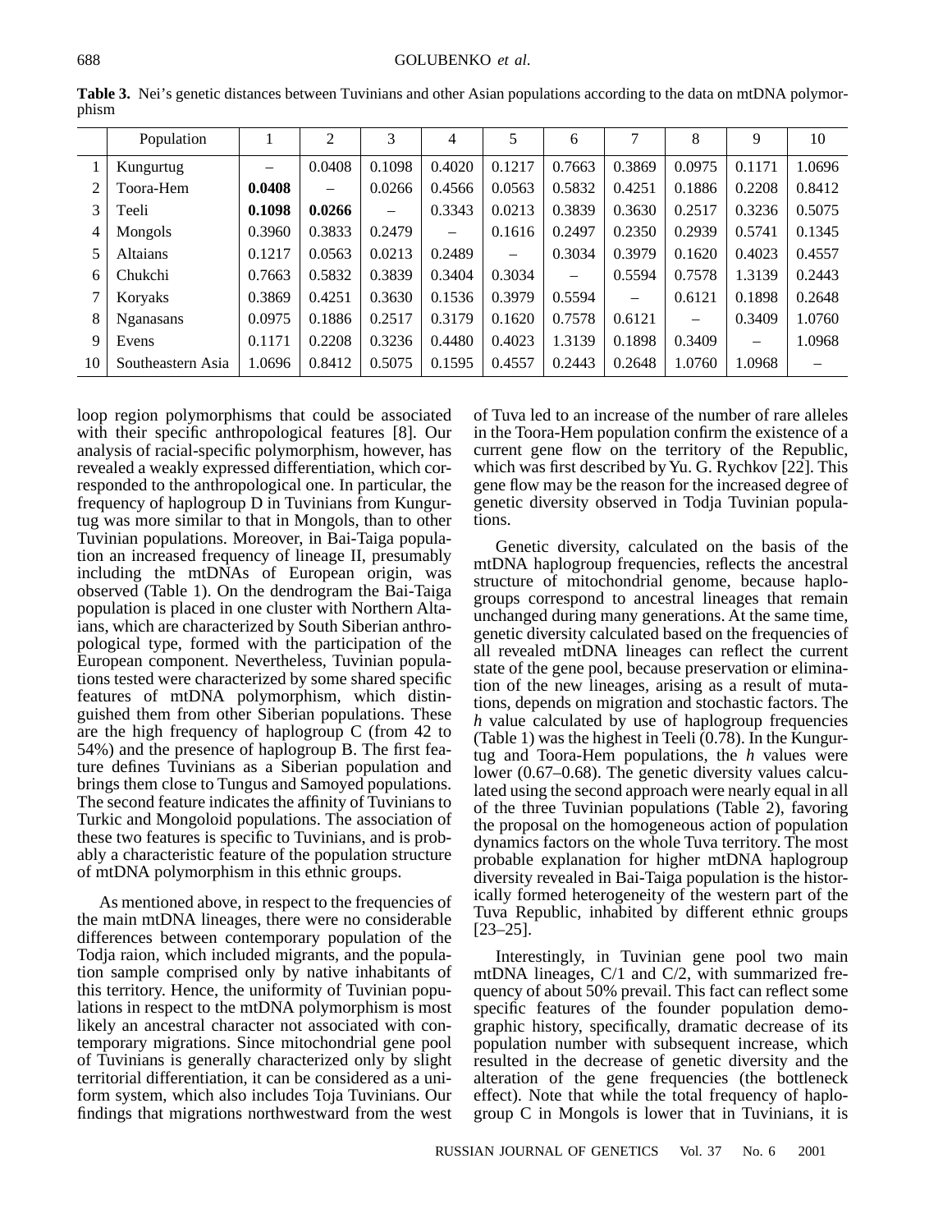**Table 3.** Nei's genetic distances between Tuvinians and other Asian populations according to the data on mtDNA polymorphism

| | Population | 1 | 2 | 3 | 4 | 5 | 6 | 7 | 8 | 9 | 10 |
|---|---|---|---|---|---|---|---|---|---|---|---|
| 1 | Kungurtug | – | 0.0408 | 0.1098 | 0.4020 | 0.1217 | 0.7663 | 0.3869 | 0.0975 | 0.1171 | 1.0696 |
| 2 | Toora-Hem | **0.0408** | – | 0.0266 | 0.4566 | 0.0563 | 0.5832 | 0.4251 | 0.1886 | 0.2208 | 0.8412 |
| 3 | Teeli | **0.1098** | **0.0266** | – | 0.3343 | 0.0213 | 0.3839 | 0.3630 | 0.2517 | 0.3236 | 0.5075 |
| 4 | Mongols | 0.3960 | 0.3833 | 0.2479 | – | 0.1616 | 0.2497 | 0.2350 | 0.2939 | 0.5741 | 0.1345 |
| 5 | Altaians | 0.1217 | 0.0563 | 0.0213 | 0.2489 | – | 0.3034 | 0.3979 | 0.1620 | 0.4023 | 0.4557 |
| 6 | Chukchi | 0.7663 | 0.5832 | 0.3839 | 0.3404 | 0.3034 | – | 0.5594 | 0.7578 | 1.3139 | 0.2443 |
| 7 | Koryaks | 0.3869 | 0.4251 | 0.3630 | 0.1536 | 0.3979 | 0.5594 | – | 0.6121 | 0.1898 | 0.2648 |
| 8 | Nganasans | 0.0975 | 0.1886 | 0.2517 | 0.3179 | 0.1620 | 0.7578 | 0.6121 | – | 0.3409 | 1.0760 |
| 9 | Evens | 0.1171 | 0.2208 | 0.3236 | 0.4480 | 0.4023 | 1.3139 | 0.1898 | 0.3409 | – | 1.0968 |
| 10 | Southeastern Asia | 1.0696 | 0.8412 | 0.5075 | 0.1595 | 0.4557 | 0.2443 | 0.2648 | 1.0760 | 1.0968 | – |

loop region polymorphisms that could be associated with their specific anthropological features [8]. Our analysis of racial-specific polymorphism, however, has revealed a weakly expressed differentiation, which corresponded to the anthropological one. In particular, the frequency of haplogroup D in Tuvinians from Kungurtug was more similar to that in Mongols, than to other Tuvinian populations. Moreover, in Bai-Taiga population an increased frequency of lineage II, presumably including the mtDNAs of European origin, was observed (Table 1). On the dendrogram the Bai-Taiga population is placed in one cluster with Northern Altaians, which are characterized by South Siberian anthropological type, formed with the participation of the European component. Nevertheless, Tuvinian populations tested were characterized by some shared specific features of mtDNA polymorphism, which distinguished them from other Siberian populations. These are the high frequency of haplogroup C (from 42 to 54%) and the presence of haplogroup B. The first feature defines Tuvinians as a Siberian population and brings them close to Tungus and Samoyed populations. The second feature indicates the affinity of Tuvinians to Turkic and Mongoloid populations. The association of these two features is specific to Tuvinians, and is probably a characteristic feature of the population structure of mtDNA polymorphism in this ethnic groups.

As mentioned above, in respect to the frequencies of the main mtDNA lineages, there were no considerable differences between contemporary population of the Todja raion, which included migrants, and the population sample comprised only by native inhabitants of this territory. Hence, the uniformity of Tuvinian populations in respect to the mtDNA polymorphism is most likely an ancestral character not associated with contemporary migrations. Since mitochondrial gene pool of Tuvinians is generally characterized only by slight territorial differentiation, it can be considered as a uniform system, which also includes Toja Tuvinians. Our findings that migrations northwestward from the west of Tuva led to an increase of the number of rare alleles in the Toora-Hem population confirm the existence of a current gene flow on the territory of the Republic, which was first described by Yu. G. Rychkov [22]. This gene flow may be the reason for the increased degree of genetic diversity observed in Todja Tuvinian populations.

Genetic diversity, calculated on the basis of the mtDNA haplogroup frequencies, reflects the ancestral structure of mitochondrial genome, because haplogroups correspond to ancestral lineages that remain unchanged during many generations. At the same time, genetic diversity calculated based on the frequencies of all revealed mtDNA lineages can reflect the current state of the gene pool, because preservation or elimination of the new lineages, arising as a result of mutations, depends on migration and stochastic factors. The $h$ value calculated by use of haplogroup frequencies (Table 1) was the highest in Teeli (0.78). In the Kungurtug and Toora-Hem populations, the $h$ values were lower (0.67–0.68). The genetic diversity values calculated using the second approach were nearly equal in all of the three Tuvinian populations (Table 2), favoring the proposal on the homogeneous action of population dynamics factors on the whole Tuva territory. The most probable explanation for higher mtDNA haplogroup diversity revealed in Bai-Taiga population is the historically formed heterogeneity of the western part of the Tuva Republic, inhabited by different ethnic groups [23–25].

Interestingly, in Tuvinian gene pool two main mtDNA lineages, C/1 and C/2, with summarized frequency of about 50% prevail. This fact can reflect some specific features of the founder population demographic history, specifically, dramatic decrease of its population number with subsequent increase, which resulted in the decrease of genetic diversity and the alteration of the gene frequencies (the bottleneck effect). Note that while the total frequency of haplogroup C in Mongols is lower that in Tuvinians, it is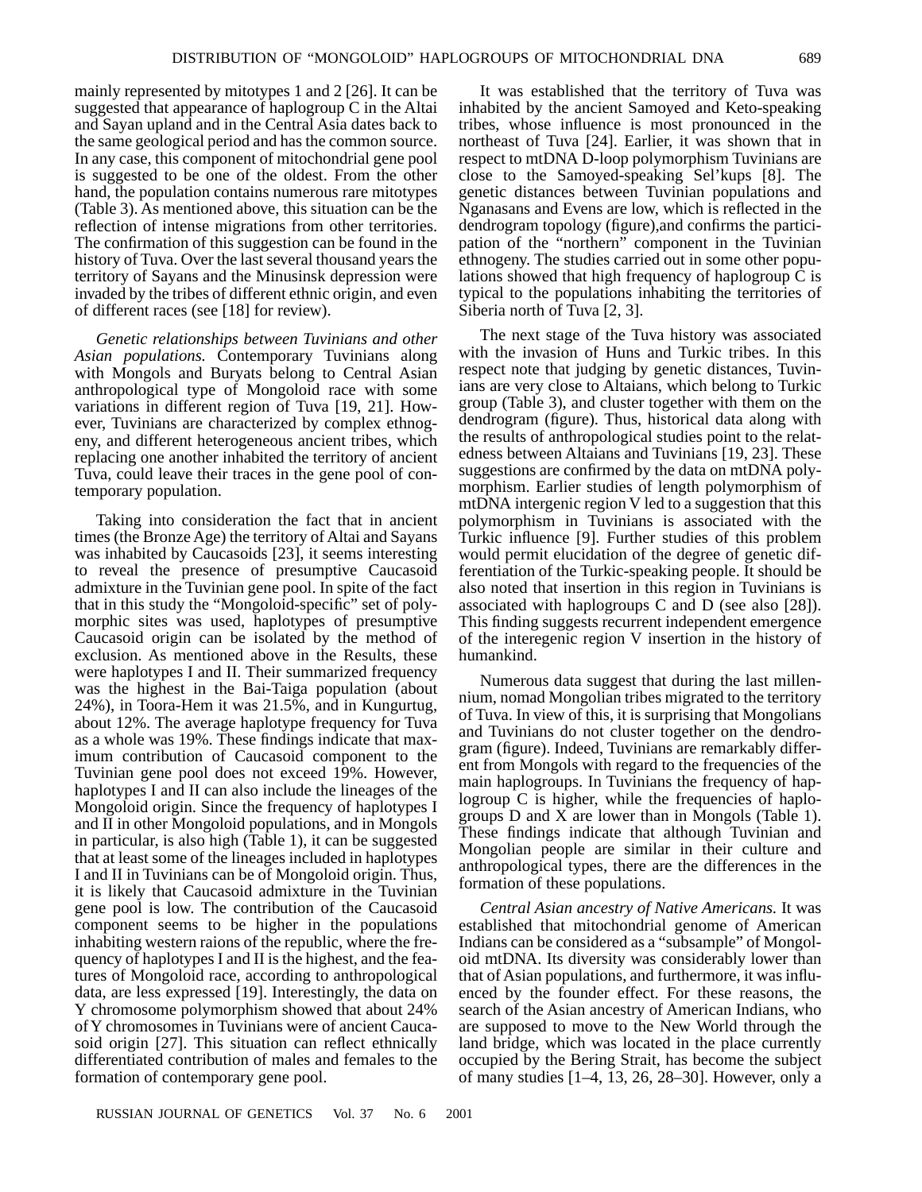mainly represented by mitotypes 1 and 2 [26]. It can be suggested that appearance of haplogroup C in the Altai and Sayan upland and in the Central Asia dates back to the same geological period and has the common source. In any case, this component of mitochondrial gene pool is suggested to be one of the oldest. From the other hand, the population contains numerous rare mitotypes (Table 3). As mentioned above, this situation can be the reflection of intense migrations from other territories. The confirmation of this suggestion can be found in the history of Tuva. Over the last several thousand years the territory of Sayans and the Minusinsk depression were invaded by the tribes of different ethnic origin, and even of different races (see [18] for review).

*Genetic relationships between Tuvinians and other Asian populations.* Contemporary Tuvinians along with Mongols and Buryats belong to Central Asian anthropological type of Mongoloid race with some variations in different region of Tuva [19, 21]. However, Tuvinians are characterized by complex ethnogeny, and different heterogeneous ancient tribes, which replacing one another inhabited the territory of ancient Tuva, could leave their traces in the gene pool of contemporary population.

Taking into consideration the fact that in ancient times (the Bronze Age) the territory of Altai and Sayans was inhabited by Caucasoids [23], it seems interesting to reveal the presence of presumptive Caucasoid admixture in the Tuvinian gene pool. In spite of the fact that in this study the "Mongoloid-specific" set of polymorphic sites was used, haplotypes of presumptive Caucasoid origin can be isolated by the method of exclusion. As mentioned above in the Results, these were haplotypes I and II. Their summarized frequency was the highest in the Bai-Taiga population (about 24%), in Toora-Hem it was 21.5%, and in Kungurtug, about 12%. The average haplotype frequency for Tuva as a whole was 19%. These findings indicate that maximum contribution of Caucasoid component to the Tuvinian gene pool does not exceed 19%. However, haplotypes I and II can also include the lineages of the Mongoloid origin. Since the frequency of haplotypes I and II in other Mongoloid populations, and in Mongols in particular, is also high (Table 1), it can be suggested that at least some of the lineages included in haplotypes I and II in Tuvinians can be of Mongoloid origin. Thus, it is likely that Caucasoid admixture in the Tuvinian gene pool is low. The contribution of the Caucasoid component seems to be higher in the populations inhabiting western raions of the republic, where the frequency of haplotypes I and II is the highest, and the features of Mongoloid race, according to anthropological data, are less expressed [19]. Interestingly, the data on Y chromosome polymorphism showed that about 24% of Y chromosomes in Tuvinians were of ancient Caucasoid origin [27]. This situation can reflect ethnically differentiated contribution of males and females to the formation of contemporary gene pool.

It was established that the territory of Tuva was inhabited by the ancient Samoyed and Keto-speaking tribes, whose influence is most pronounced in the northeast of Tuva [24]. Earlier, it was shown that in respect to mtDNA D-loop polymorphism Tuvinians are close to the Samoyed-speaking Sel'kups [8]. The genetic distances between Tuvinian populations and Nganasans and Evens are low, which is reflected in the dendrogram topology (figure),and confirms the participation of the "northern" component in the Tuvinian ethnogeny. The studies carried out in some other populations showed that high frequency of haplogroup C is typical to the populations inhabiting the territories of Siberia north of Tuva [2, 3].

The next stage of the Tuva history was associated with the invasion of Huns and Turkic tribes. In this respect note that judging by genetic distances, Tuvinians are very close to Altaians, which belong to Turkic group (Table 3), and cluster together with them on the dendrogram (figure). Thus, historical data along with the results of anthropological studies point to the relatedness between Altaians and Tuvinians [19, 23]. These suggestions are confirmed by the data on mtDNA polymorphism. Earlier studies of length polymorphism of mtDNA intergenic region V led to a suggestion that this polymorphism in Tuvinians is associated with the Turkic influence [9]. Further studies of this problem would permit elucidation of the degree of genetic differentiation of the Turkic-speaking people. It should be also noted that insertion in this region in Tuvinians is associated with haplogroups C and D (see also [28]). This finding suggests recurrent independent emergence of the interegenic region V insertion in the history of humankind.

Numerous data suggest that during the last millennium, nomad Mongolian tribes migrated to the territory of Tuva. In view of this, it is surprising that Mongolians and Tuvinians do not cluster together on the dendrogram (figure). Indeed, Tuvinians are remarkably different from Mongols with regard to the frequencies of the main haplogroups. In Tuvinians the frequency of haplogroup C is higher, while the frequencies of haplogroups D and X are lower than in Mongols (Table 1). These findings indicate that although Tuvinian and Mongolian people are similar in their culture and anthropological types, there are the differences in the formation of these populations.

*Central Asian ancestry of Native Americans.* It was established that mitochondrial genome of American Indians can be considered as a "subsample" of Mongoloid mtDNA. Its diversity was considerably lower than that of Asian populations, and furthermore, it was influenced by the founder effect. For these reasons, the search of the Asian ancestry of American Indians, who are supposed to move to the New World through the land bridge, which was located in the place currently occupied by the Bering Strait, has become the subject of many studies [1–4, 13, 26, 28–30]. However, only a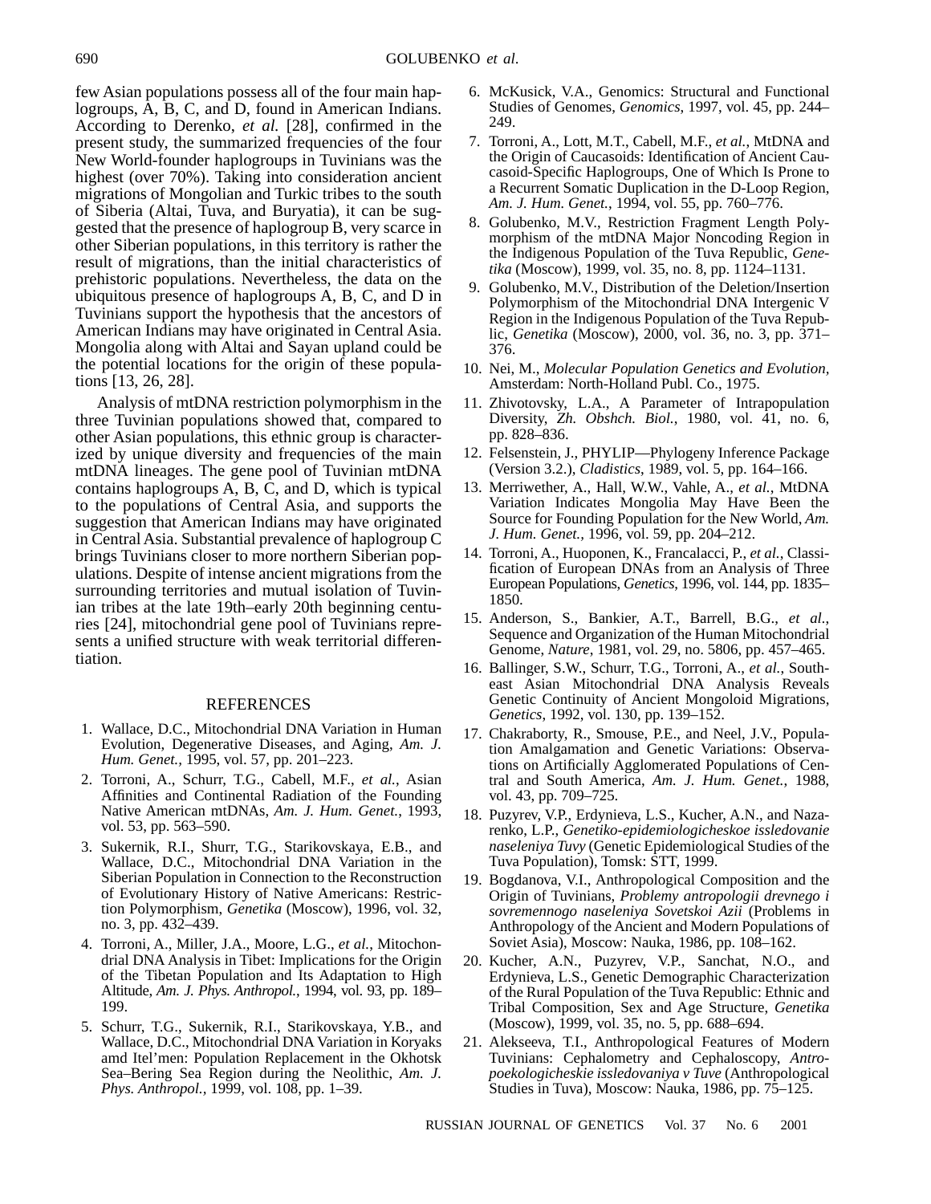few Asian populations possess all of the four main haplogroups, A, B, C, and D, found in American Indians. According to Derenko, *et al.* [28], confirmed in the present study, the summarized frequencies of the four New World-founder haplogroups in Tuvinians was the highest (over 70%). Taking into consideration ancient migrations of Mongolian and Turkic tribes to the south of Siberia (Altai, Tuva, and Buryatia), it can be suggested that the presence of haplogroup B, very scarce in other Siberian populations, in this territory is rather the result of migrations, than the initial characteristics of prehistoric populations. Nevertheless, the data on the ubiquitous presence of haplogroups A, B, C, and D in Tuvinians support the hypothesis that the ancestors of American Indians may have originated in Central Asia. Mongolia along with Altai and Sayan upland could be the potential locations for the origin of these populations [13, 26, 28].

Analysis of mtDNA restriction polymorphism in the three Tuvinian populations showed that, compared to other Asian populations, this ethnic group is characterized by unique diversity and frequencies of the main mtDNA lineages. The gene pool of Tuvinian mtDNA contains haplogroups A, B, C, and D, which is typical to the populations of Central Asia, and supports the suggestion that American Indians may have originated in Central Asia. Substantial prevalence of haplogroup C brings Tuvinians closer to more northern Siberian populations. Despite of intense ancient migrations from the surrounding territories and mutual isolation of Tuvinian tribes at the late 19th–early 20th beginning centuries [24], mitochondrial gene pool of Tuvinians represents a unified structure with weak territorial differentiation.

## REFERENCES

1. Wallace, D.C., Mitochondrial DNA Variation in Human Evolution, Degenerative Diseases, and Aging, *Am. J. Hum. Genet.*, 1995, vol. 57, pp. 201–223.
2. Torroni, A., Schurr, T.G., Cabell, M.F., *et al.*, Asian Affinities and Continental Radiation of the Founding Native American mtDNAs, *Am. J. Hum. Genet.*, 1993, vol. 53, pp. 563–590.
3. Sukernik, R.I., Shurr, T.G., Starikovskaya, E.B., and Wallace, D.C., Mitochondrial DNA Variation in the Siberian Population in Connection to the Reconstruction of Evolutionary History of Native Americans: Restriction Polymorphism, *Genetika* (Moscow), 1996, vol. 32, no. 3, pp. 432–439.
4. Torroni, A., Miller, J.A., Moore, L.G., *et al.*, Mitochondrial DNA Analysis in Tibet: Implications for the Origin of the Tibetan Population and Its Adaptation to High Altitude, *Am. J. Phys. Anthropol.*, 1994, vol. 93, pp. 189–199.
5. Schurr, T.G., Sukernik, R.I., Starikovskaya, Y.B., and Wallace, D.C., Mitochondrial DNA Variation in Koryaks amd Itel'men: Population Replacement in the Okhotsk Sea–Bering Sea Region during the Neolithic, *Am. J. Phys. Anthropol.*, 1999, vol. 108, pp. 1–39.
6. McKusick, V.A., Genomics: Structural and Functional Studies of Genomes, *Genomics*, 1997, vol. 45, pp. 244–249.
7. Torroni, A., Lott, M.T., Cabell, M.F., *et al.*, MtDNA and the Origin of Caucasoids: Identification of Ancient Caucasoid-Specific Haplogroups, One of Which Is Prone to a Recurrent Somatic Duplication in the D-Loop Region, *Am. J. Hum. Genet.*, 1994, vol. 55, pp. 760–776.
8. Golubenko, M.V., Restriction Fragment Length Polymorphism of the mtDNA Major Noncoding Region in the Indigenous Population of the Tuva Republic, *Genetika* (Moscow), 1999, vol. 35, no. 8, pp. 1124–1131.
9. Golubenko, M.V., Distribution of the Deletion/Insertion Polymorphism of the Mitochondrial DNA Intergenic V Region in the Indigenous Population of the Tuva Republic, *Genetika* (Moscow), 2000, vol. 36, no. 3, pp. 371–376.
10. Nei, M., *Molecular Population Genetics and Evolution*, Amsterdam: North-Holland Publ. Co., 1975.
11. Zhivotovsky, L.A., A Parameter of Intrapopulation Diversity, *Zh. Obshch. Biol.*, 1980, vol. 41, no. 6, pp. 828–836.
12. Felsenstein, J., PHYLIP—Phylogeny Inference Package (Version 3.2.), *Cladistics*, 1989, vol. 5, pp. 164–166.
13. Merriwether, A., Hall, W.W., Vahle, A., *et al.*, MtDNA Variation Indicates Mongolia May Have Been the Source for Founding Population for the New World, *Am. J. Hum. Genet.*, 1996, vol. 59, pp. 204–212.
14. Torroni, A., Huoponen, K., Francalacci, P., *et al.*, Classification of European DNAs from an Analysis of Three European Populations, *Genetics*, 1996, vol. 144, pp. 1835–1850.
15. Anderson, S., Bankier, A.T., Barrell, B.G., *et al.*, Sequence and Organization of the Human Mitochondrial Genome, *Nature*, 1981, vol. 29, no. 5806, pp. 457–465.
16. Ballinger, S.W., Schurr, T.G., Torroni, A., *et al.*, Southeast Asian Mitochondrial DNA Analysis Reveals Genetic Continuity of Ancient Mongoloid Migrations, *Genetics*, 1992, vol. 130, pp. 139–152.
17. Chakraborty, R., Smouse, P.E., and Neel, J.V., Population Amalgamation and Genetic Variations: Observations on Artificially Agglomerated Populations of Central and South America, *Am. J. Hum. Genet.*, 1988, vol. 43, pp. 709–725.
18. Puzyrev, V.P., Erdynieva, L.S., Kucher, A.N., and Nazarenko, L.P., *Genetiko-epidemiologicheskoe issledovanie naseleniya Tuvy* (Genetic Epidemiological Studies of the Tuva Population), Tomsk: STT, 1999.
19. Bogdanova, V.I., Anthropological Composition and the Origin of Tuvinians, *Problemy antropologii drevnego i sovremennogo naseleniya Sovetskoi Azii* (Problems in Anthropology of the Ancient and Modern Populations of Soviet Asia), Moscow: Nauka, 1986, pp. 108–162.
20. Kucher, A.N., Puzyrev, V.P., Sanchat, N.O., and Erdynieva, L.S., Genetic Demographic Characterization of the Rural Population of the Tuva Republic: Ethnic and Tribal Composition, Sex and Age Structure, *Genetika* (Moscow), 1999, vol. 35, no. 5, pp. 688–694.
21. Alekseeva, T.I., Anthropological Features of Modern Tuvinians: Cephalometry and Cephaloscopy, *Antropoekologicheskie issledovaniya v Tuve* (Anthropological Studies in Tuva), Moscow: Nauka, 1986, pp. 75–125.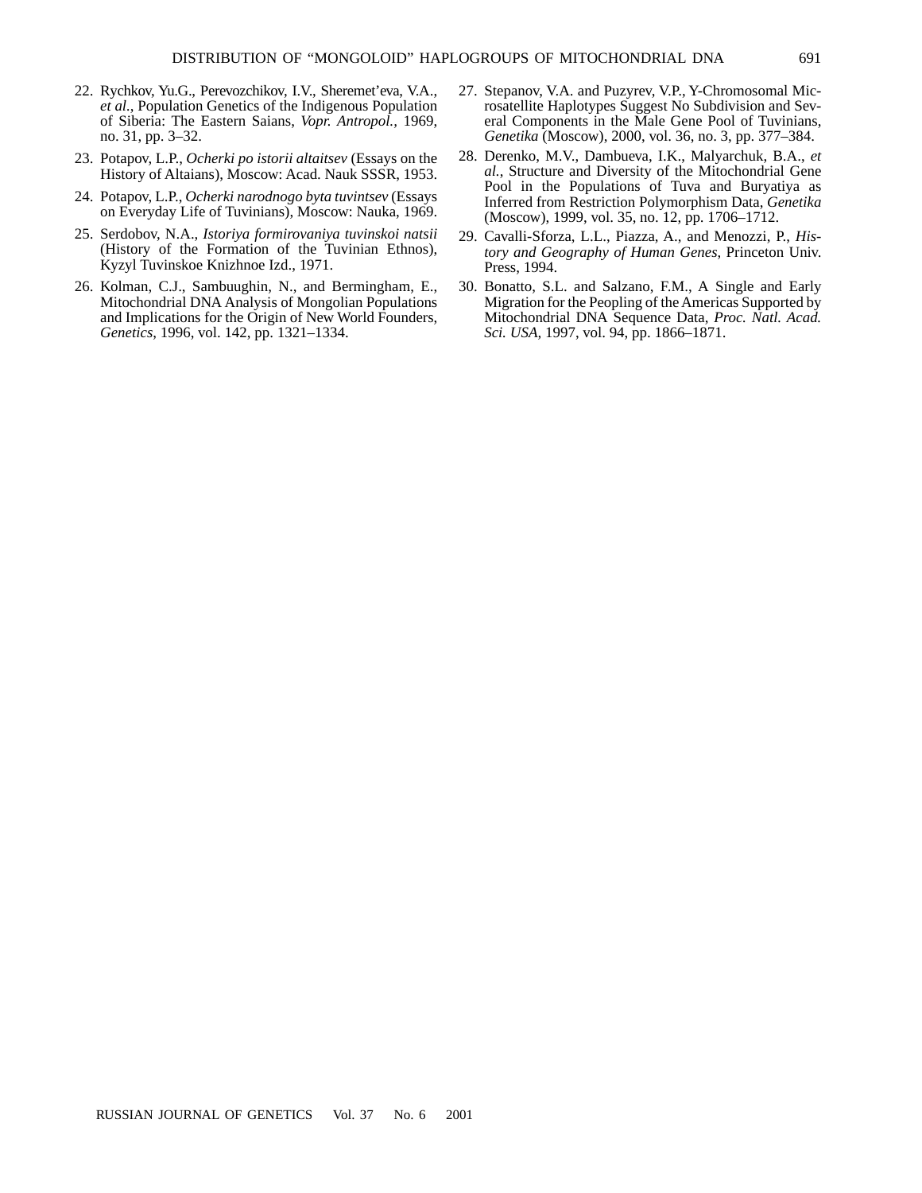22. Rychkov, Yu.G., Perevozchikov, I.V., Sheremet'eva, V.A., *et al.*, Population Genetics of the Indigenous Population of Siberia: The Eastern Saians, *Vopr. Antropol.*, 1969, no. 31, pp. 3–32.

23. Potapov, L.P., *Ocherki po istorii altaitsev* (Essays on the History of Altaians), Moscow: Acad. Nauk SSSR, 1953.

24. Potapov, L.P., *Ocherki narodnogo byta tuvintsev* (Essays on Everyday Life of Tuvinians), Moscow: Nauka, 1969.

25. Serdobov, N.A., *Istoriya formirovaniya tuvinskoi natsii* (History of the Formation of the Tuvinian Ethnos), Kyzyl Tuvinskoe Knizhnoe Izd., 1971.

26. Kolman, C.J., Sambuughin, N., and Bermingham, E., Mitochondrial DNA Analysis of Mongolian Populations and Implications for the Origin of New World Founders, *Genetics*, 1996, vol. 142, pp. 1321–1334.

27. Stepanov, V.A. and Puzyrev, V.P., Y-Chromosomal Microsatellite Haplotypes Suggest No Subdivision and Several Components in the Male Gene Pool of Tuvinians, *Genetika* (Moscow), 2000, vol. 36, no. 3, pp. 377–384.

28. Derenko, M.V., Dambueva, I.K., Malyarchuk, B.A., *et al.*, Structure and Diversity of the Mitochondrial Gene Pool in the Populations of Tuva and Buryatiya as Inferred from Restriction Polymorphism Data, *Genetika* (Moscow), 1999, vol. 35, no. 12, pp. 1706–1712.

29. Cavalli-Sforza, L.L., Piazza, A., and Menozzi, P., *History and Geography of Human Genes*, Princeton Univ. Press, 1994.

30. Bonatto, S.L. and Salzano, F.M., A Single and Early Migration for the Peopling of the Americas Supported by Mitochondrial DNA Sequence Data, *Proc. Natl. Acad. Sci. USA*, 1997, vol. 94, pp. 1866–1871.